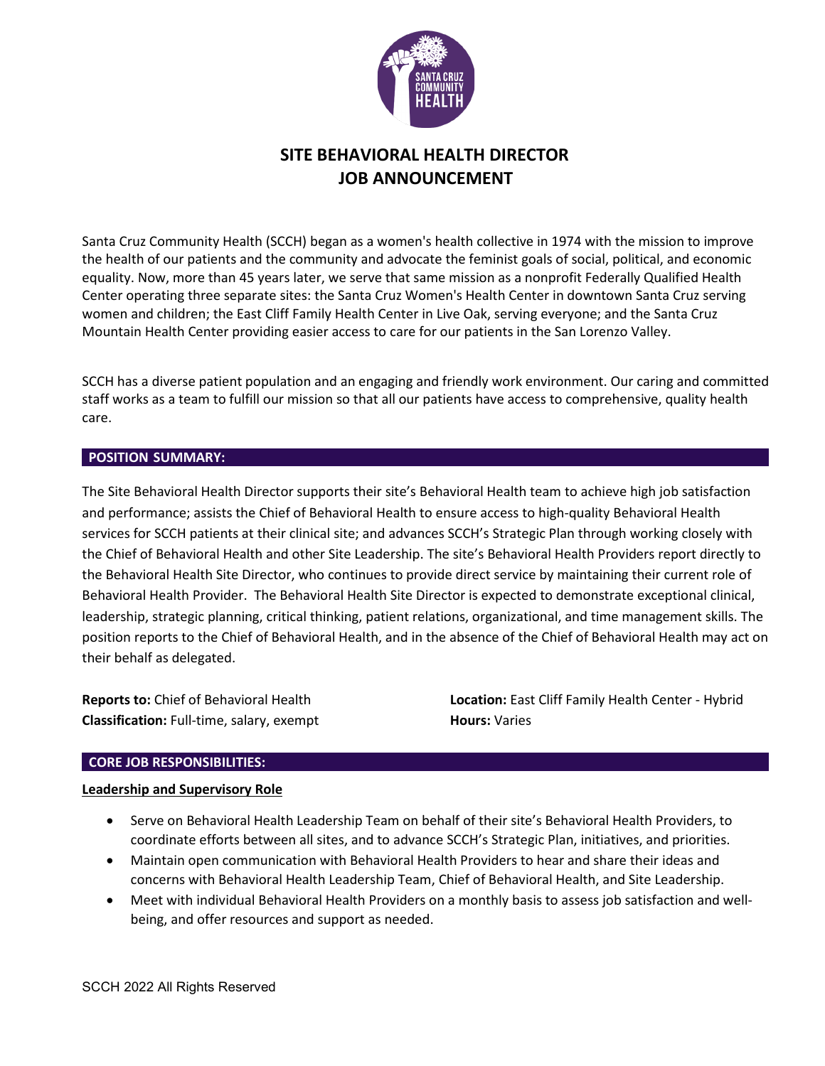# SITE BEHAVIORAL HEALTH DIRECTOR
# JOB ANNOUNCEMENT

Santa Cruz Community Health (SCCH) began as a women's health collective in 1974 with the mission to improve the health of our patients and the community and advocate the feminist goals of social, political, and economic equality. Now, more than 45 years later, we serve that same mission as a nonprofit Federally Qualified Health Center operating three separate sites: the Santa Cruz Women's Health Center in downtown Santa Cruz serving women and children; the East Cliff Family Health Center in Live Oak, serving everyone; and the Santa Cruz Mountain Health Center providing easier access to care for our patients in the San Lorenzo Valley.

SCCH has a diverse patient population and an engaging and friendly work environment. Our caring and committed staff works as a team to fulfill our mission so that all our patients have access to comprehensive, quality health care.

## POSITION SUMMARY:

The Site Behavioral Health Director supports their site's Behavioral Health team to achieve high job satisfaction and performance; assists the Chief of Behavioral Health to ensure access to high-quality Behavioral Health services for SCCH patients at their clinical site; and advances SCCH's Strategic Plan through working closely with the Chief of Behavioral Health and other Site Leadership. The site's Behavioral Health Providers report directly to the Behavioral Health Site Director, who continues to provide direct service by maintaining their current role of Behavioral Health Provider. The Behavioral Health Site Director is expected to demonstrate exceptional clinical, leadership, strategic planning, critical thinking, patient relations, organizational, and time management skills. The position reports to the Chief of Behavioral Health, and in the absence of the Chief of Behavioral Health may act on their behalf as delegated.

**Reports to:** Chief of Behavioral Health
**Classification:** Full-time, salary, exempt
**Location:** East Cliff Family Health Center - Hybrid
**Hours:** Varies

## CORE JOB RESPONSIBILITIES:

**Leadership and Supervisory Role**

- Serve on Behavioral Health Leadership Team on behalf of their site's Behavioral Health Providers, to coordinate efforts between all sites, and to advance SCCH's Strategic Plan, initiatives, and priorities.
- Maintain open communication with Behavioral Health Providers to hear and share their ideas and concerns with Behavioral Health Leadership Team, Chief of Behavioral Health, and Site Leadership.
- Meet with individual Behavioral Health Providers on a monthly basis to assess job satisfaction and well-being, and offer resources and support as needed.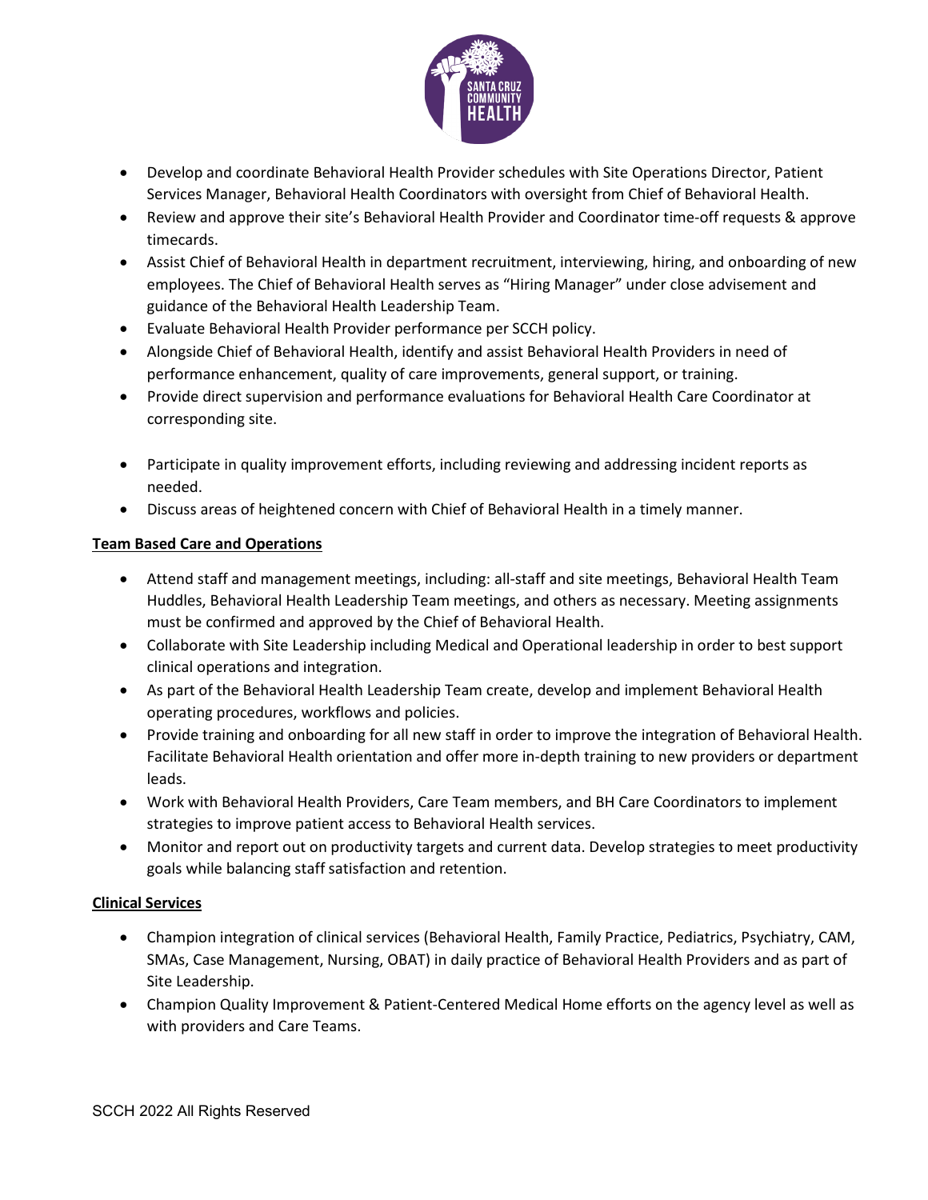- Develop and coordinate Behavioral Health Provider schedules with Site Operations Director, Patient Services Manager, Behavioral Health Coordinators with oversight from Chief of Behavioral Health.
- Review and approve their site's Behavioral Health Provider and Coordinator time-off requests & approve timecards.
- Assist Chief of Behavioral Health in department recruitment, interviewing, hiring, and onboarding of new employees. The Chief of Behavioral Health serves as "Hiring Manager" under close advisement and guidance of the Behavioral Health Leadership Team.
- Evaluate Behavioral Health Provider performance per SCCH policy.
- Alongside Chief of Behavioral Health, identify and assist Behavioral Health Providers in need of performance enhancement, quality of care improvements, general support, or training.
- Provide direct supervision and performance evaluations for Behavioral Health Care Coordinator at corresponding site.
- Participate in quality improvement efforts, including reviewing and addressing incident reports as needed.
- Discuss areas of heightened concern with Chief of Behavioral Health in a timely manner.

**Team Based Care and Operations**

- Attend staff and management meetings, including: all-staff and site meetings, Behavioral Health Team Huddles, Behavioral Health Leadership Team meetings, and others as necessary. Meeting assignments must be confirmed and approved by the Chief of Behavioral Health.
- Collaborate with Site Leadership including Medical and Operational leadership in order to best support clinical operations and integration.
- As part of the Behavioral Health Leadership Team create, develop and implement Behavioral Health operating procedures, workflows and policies.
- Provide training and onboarding for all new staff in order to improve the integration of Behavioral Health. Facilitate Behavioral Health orientation and offer more in-depth training to new providers or department leads.
- Work with Behavioral Health Providers, Care Team members, and BH Care Coordinators to implement strategies to improve patient access to Behavioral Health services.
- Monitor and report out on productivity targets and current data. Develop strategies to meet productivity goals while balancing staff satisfaction and retention.

**Clinical Services**

- Champion integration of clinical services (Behavioral Health, Family Practice, Pediatrics, Psychiatry, CAM, SMAs, Case Management, Nursing, OBAT) in daily practice of Behavioral Health Providers and as part of Site Leadership.
- Champion Quality Improvement & Patient-Centered Medical Home efforts on the agency level as well as with providers and Care Teams.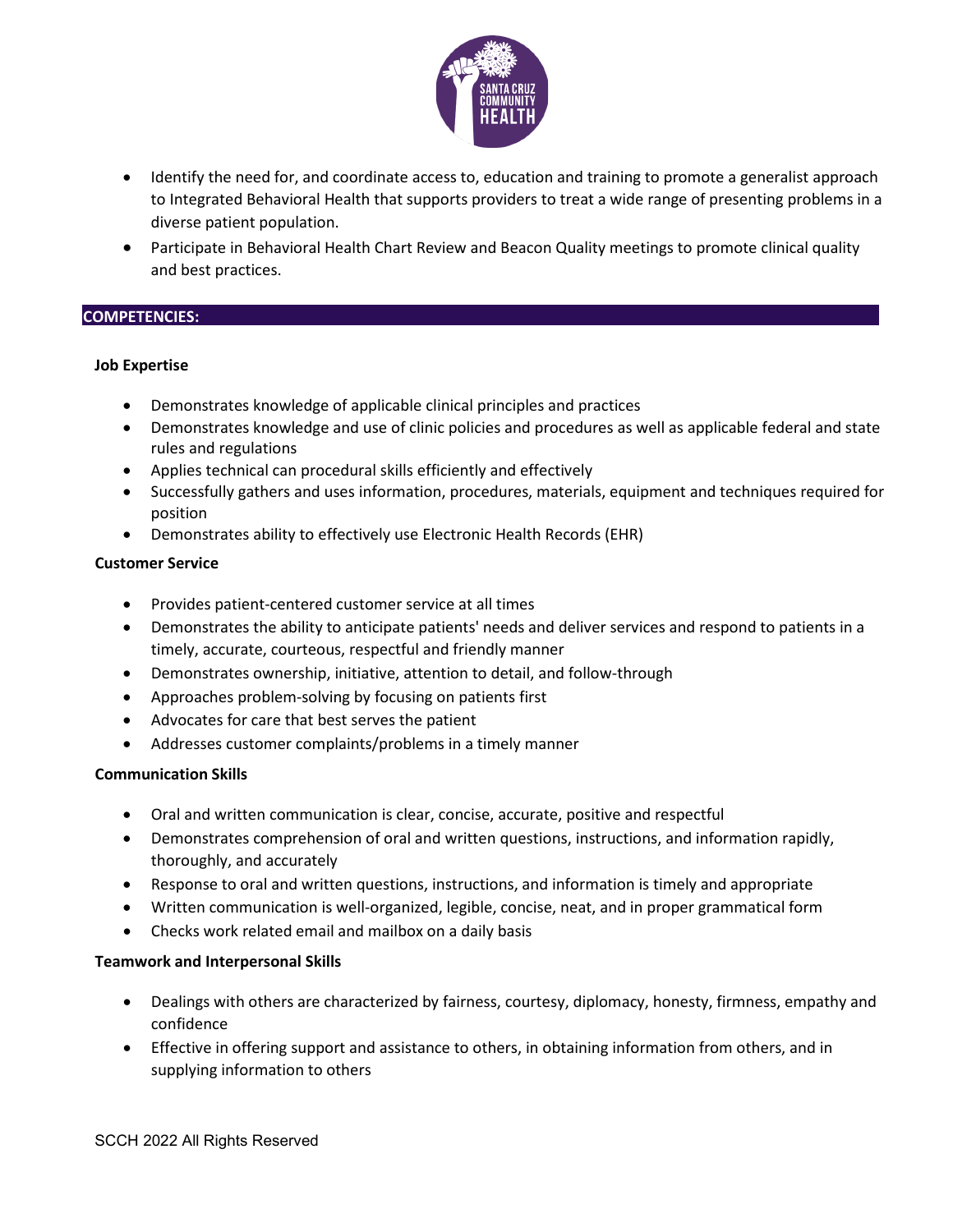- Identify the need for, and coordinate access to, education and training to promote a generalist approach to Integrated Behavioral Health that supports providers to treat a wide range of presenting problems in a diverse patient population.
- Participate in Behavioral Health Chart Review and Beacon Quality meetings to promote clinical quality and best practices.

## COMPETENCIES:

**Job Expertise**

- Demonstrates knowledge of applicable clinical principles and practices
- Demonstrates knowledge and use of clinic policies and procedures as well as applicable federal and state rules and regulations
- Applies technical can procedural skills efficiently and effectively
- Successfully gathers and uses information, procedures, materials, equipment and techniques required for position
- Demonstrates ability to effectively use Electronic Health Records (EHR)

**Customer Service**

- Provides patient-centered customer service at all times
- Demonstrates the ability to anticipate patients' needs and deliver services and respond to patients in a timely, accurate, courteous, respectful and friendly manner
- Demonstrates ownership, initiative, attention to detail, and follow-through
- Approaches problem-solving by focusing on patients first
- Advocates for care that best serves the patient
- Addresses customer complaints/problems in a timely manner

**Communication Skills**

- Oral and written communication is clear, concise, accurate, positive and respectful
- Demonstrates comprehension of oral and written questions, instructions, and information rapidly, thoroughly, and accurately
- Response to oral and written questions, instructions, and information is timely and appropriate
- Written communication is well-organized, legible, concise, neat, and in proper grammatical form
- Checks work related email and mailbox on a daily basis

**Teamwork and Interpersonal Skills**

- Dealings with others are characterized by fairness, courtesy, diplomacy, honesty, firmness, empathy and confidence
- Effective in offering support and assistance to others, in obtaining information from others, and in supplying information to others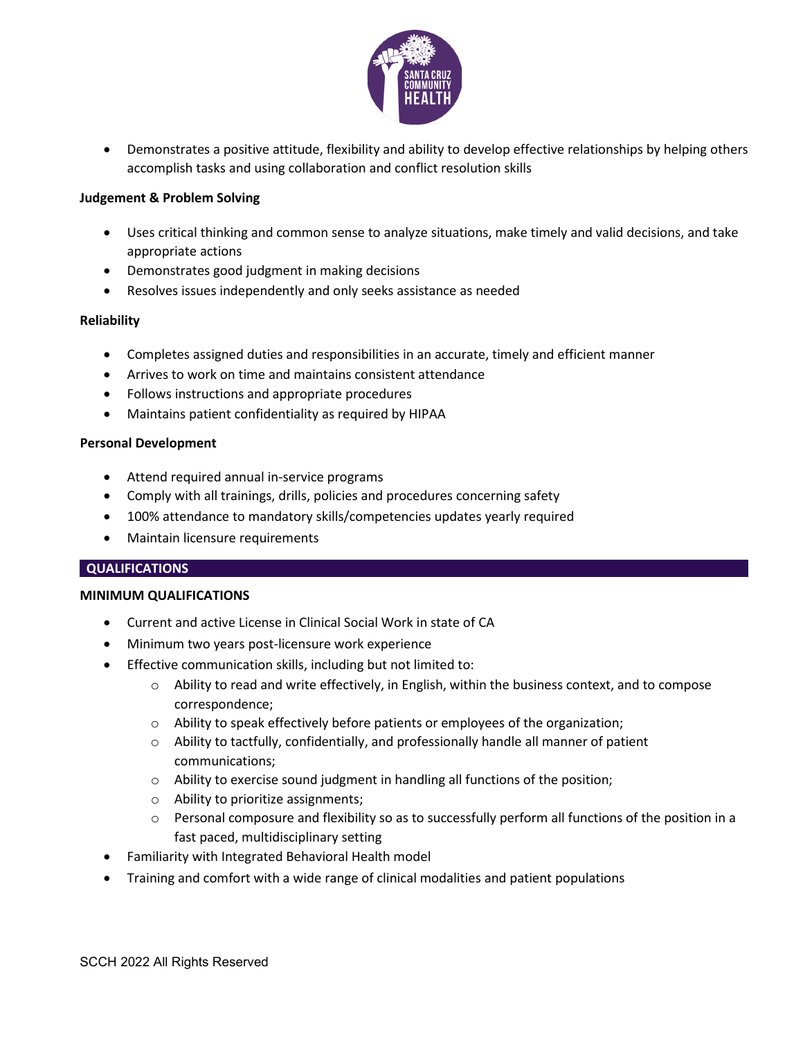- Demonstrates a positive attitude, flexibility and ability to develop effective relationships by helping others accomplish tasks and using collaboration and conflict resolution skills

**Judgement & Problem Solving**

- Uses critical thinking and common sense to analyze situations, make timely and valid decisions, and take appropriate actions
- Demonstrates good judgment in making decisions
- Resolves issues independently and only seeks assistance as needed

**Reliability**

- Completes assigned duties and responsibilities in an accurate, timely and efficient manner
- Arrives to work on time and maintains consistent attendance
- Follows instructions and appropriate procedures
- Maintains patient confidentiality as required by HIPAA

**Personal Development**

- Attend required annual in-service programs
- Comply with all trainings, drills, policies and procedures concerning safety
- 100% attendance to mandatory skills/competencies updates yearly required
- Maintain licensure requirements

## QUALIFICATIONS

**MINIMUM QUALIFICATIONS**

- Current and active License in Clinical Social Work in state of CA
- Minimum two years post-licensure work experience
- Effective communication skills, including but not limited to:
  - Ability to read and write effectively, in English, within the business context, and to compose correspondence;
  - Ability to speak effectively before patients or employees of the organization;
  - Ability to tactfully, confidentially, and professionally handle all manner of patient communications;
  - Ability to exercise sound judgment in handling all functions of the position;
  - Ability to prioritize assignments;
  - Personal composure and flexibility so as to successfully perform all functions of the position in a fast paced, multidisciplinary setting
- Familiarity with Integrated Behavioral Health model
- Training and comfort with a wide range of clinical modalities and patient populations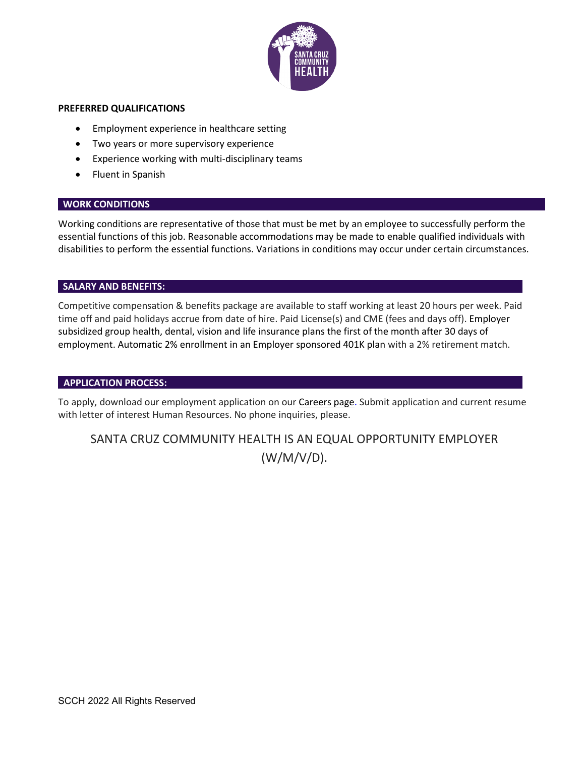**PREFERRED QUALIFICATIONS**

- Employment experience in healthcare setting
- Two years or more supervisory experience
- Experience working with multi-disciplinary teams
- Fluent in Spanish

## WORK CONDITIONS

Working conditions are representative of those that must be met by an employee to successfully perform the essential functions of this job. Reasonable accommodations may be made to enable qualified individuals with disabilities to perform the essential functions. Variations in conditions may occur under certain circumstances.

## SALARY AND BENEFITS:

Competitive compensation & benefits package are available to staff working at least 20 hours per week. Paid time off and paid holidays accrue from date of hire. Paid License(s) and CME (fees and days off). Employer subsidized group health, dental, vision and life insurance plans the first of the month after 30 days of employment. Automatic 2% enrollment in an Employer sponsored 401K plan with a 2% retirement match.

## APPLICATION PROCESS:

To apply, download our employment application on our Careers page. Submit application and current resume with letter of interest Human Resources. No phone inquiries, please.

SANTA CRUZ COMMUNITY HEALTH IS AN EQUAL OPPORTUNITY EMPLOYER (W/M/V/D).

SCCH 2022 All Rights Reserved